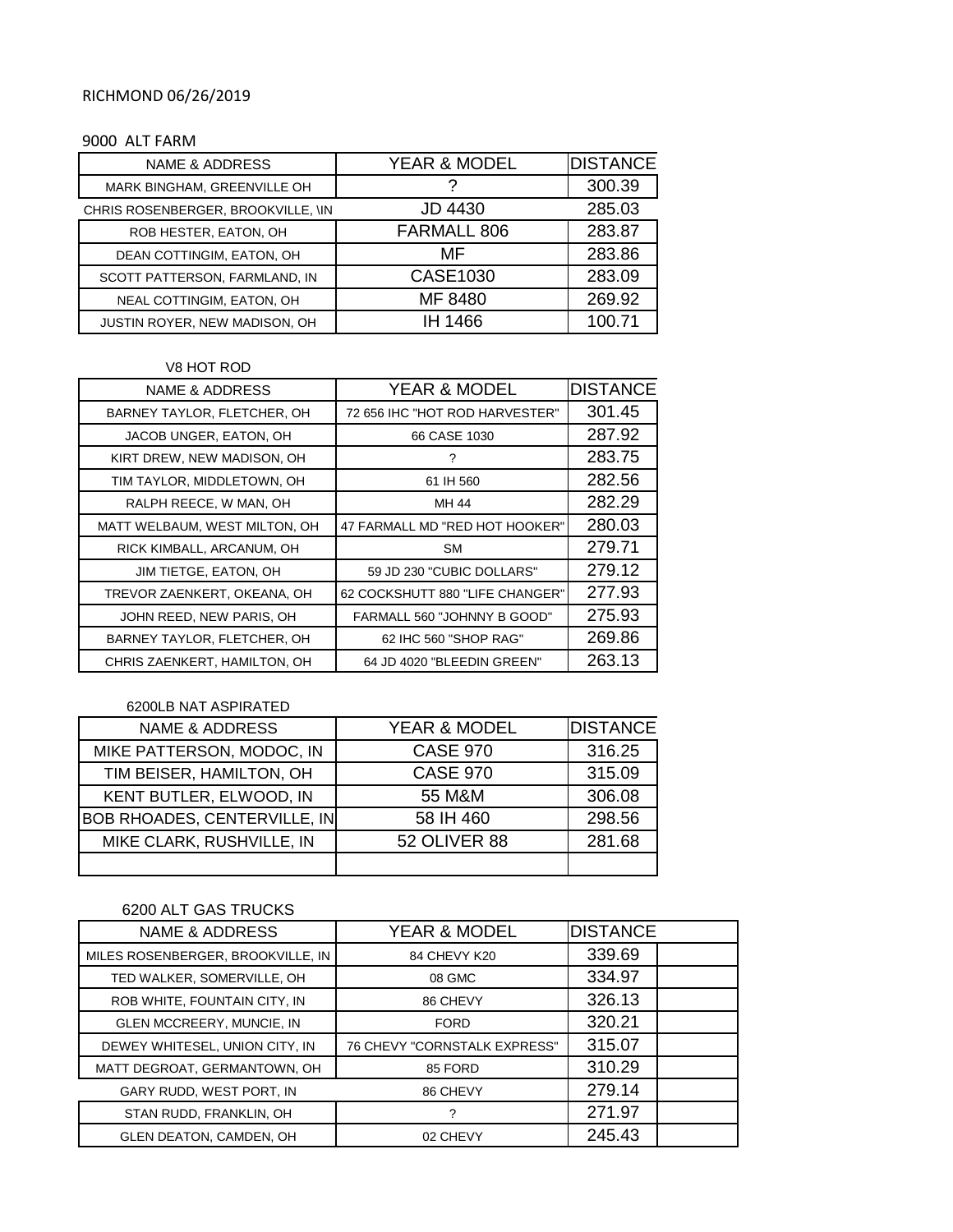RICHMOND 06/26/2019

9000 ALT FARM

| NAME & ADDRESS | YEAR & MODEL | DISTANCE |
|---|---|---|
| MARK BINGHAM, GREENVILLE OH | ? | 300.39 |
| CHRIS ROSENBERGER, BROOKVILLE, \IN | JD 4430 | 285.03 |
| ROB HESTER, EATON, OH | FARMALL 806 | 283.87 |
| DEAN COTTINGIM, EATON, OH | MF | 283.86 |
| SCOTT PATTERSON, FARMLAND, IN | CASE1030 | 283.09 |
| NEAL COTTINGIM, EATON, OH | MF 8480 | 269.92 |
| JUSTIN ROYER, NEW MADISON, OH | IH 1466 | 100.71 |

V8 HOT ROD

| NAME & ADDRESS | YEAR & MODEL | DISTANCE |
|---|---|---|
| BARNEY TAYLOR, FLETCHER, OH | 72 656 IHC "HOT ROD HARVESTER" | 301.45 |
| JACOB UNGER, EATON, OH | 66 CASE 1030 | 287.92 |
| KIRT DREW, NEW MADISON, OH | ? | 283.75 |
| TIM TAYLOR, MIDDLETOWN, OH | 61 IH 560 | 282.56 |
| RALPH REECE, W MAN, OH | MH 44 | 282.29 |
| MATT WELBAUM, WEST MILTON, OH | 47 FARMALL MD "RED HOT HOOKER" | 280.03 |
| RICK KIMBALL, ARCANUM, OH | SM | 279.71 |
| JIM TIETGE, EATON, OH | 59 JD 230 "CUBIC DOLLARS" | 279.12 |
| TREVOR ZAENKERT, OKEANA, OH | 62 COCKSHUTT 880 "LIFE CHANGER" | 277.93 |
| JOHN REED, NEW PARIS, OH | FARMALL 560 "JOHNNY B GOOD" | 275.93 |
| BARNEY TAYLOR, FLETCHER, OH | 62 IHC 560 "SHOP RAG" | 269.86 |
| CHRIS ZAENKERT, HAMILTON, OH | 64 JD 4020 "BLEEDIN GREEN" | 263.13 |

6200LB NAT ASPIRATED

| NAME & ADDRESS | YEAR & MODEL | DISTANCE |
|---|---|---|
| MIKE PATTERSON, MODOC, IN | CASE 970 | 316.25 |
| TIM BEISER, HAMILTON, OH | CASE 970 | 315.09 |
| KENT BUTLER, ELWOOD, IN | 55 M&M | 306.08 |
| BOB RHOADES, CENTERVILLE, IN | 58 IH 460 | 298.56 |
| MIKE CLARK, RUSHVILLE, IN | 52 OLIVER 88 | 281.68 |
| | | |

6200 ALT GAS TRUCKS

| NAME & ADDRESS | YEAR & MODEL | DISTANCE | |
|---|---|---|---|
| MILES ROSENBERGER, BROOKVILLE, IN | 84 CHEVY K20 | 339.69 | |
| TED WALKER, SOMERVILLE, OH | 08 GMC | 334.97 | |
| ROB WHITE, FOUNTAIN CITY, IN | 86 CHEVY | 326.13 | |
| GLEN MCCREERY, MUNCIE, IN | FORD | 320.21 | |
| DEWEY WHITESEL, UNION CITY, IN | 76 CHEVY "CORNSTALK EXPRESS" | 315.07 | |
| MATT DEGROAT, GERMANTOWN, OH | 85 FORD | 310.29 | |
| GARY RUDD, WEST PORT, IN | 86 CHEVY | 279.14 | |
| STAN RUDD, FRANKLIN, OH | ? | 271.97 | |
| GLEN DEATON, CAMDEN, OH | 02 CHEVY | 245.43 | |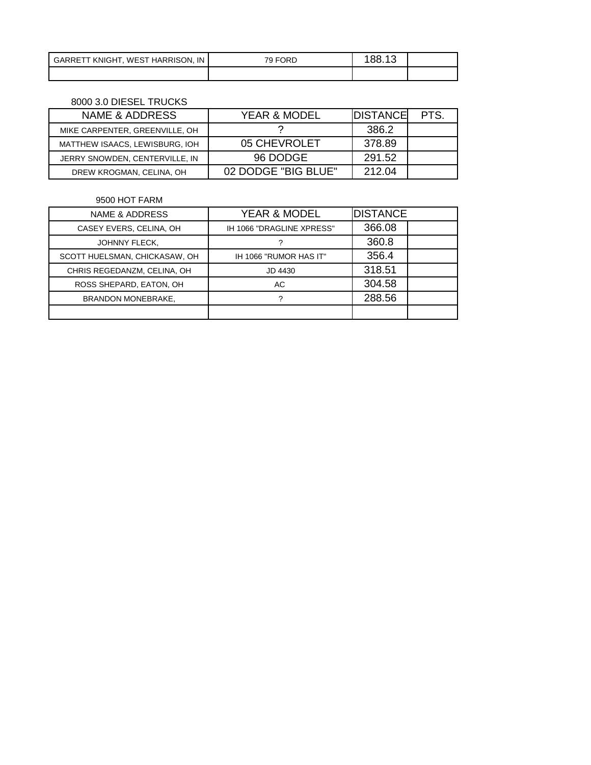| | | | |
|---|---|---|---|
| GARRETT KNIGHT, WEST HARRISON, IN | 79 FORD | 188.13 | |
| | | | |

8000 3.0 DIESEL TRUCKS

| NAME & ADDRESS | YEAR & MODEL | DISTANCE | PTS. |
|---|---|---|---|
| MIKE CARPENTER, GREENVILLE, OH | ? | 386.2 | |
| MATTHEW ISAACS, LEWISBURG, IOH | 05 CHEVROLET | 378.89 | |
| JERRY SNOWDEN, CENTERVILLE, IN | 96 DODGE | 291.52 | |
| DREW KROGMAN, CELINA, OH | 02 DODGE "BIG BLUE" | 212.04 | |

9500 HOT FARM

| NAME & ADDRESS | YEAR & MODEL | DISTANCE | |
|---|---|---|---|
| CASEY EVERS, CELINA, OH | IH 1066 "DRAGLINE XPRESS" | 366.08 | |
| JOHNNY FLECK, | ? | 360.8 | |
| SCOTT HUELSMAN, CHICKASAW, OH | IH 1066 "RUMOR HAS IT" | 356.4 | |
| CHRIS REGEDANZM, CELINA, OH | JD 4430 | 318.51 | |
| ROSS SHEPARD, EATON, OH | AC | 304.58 | |
| BRANDON MONEBRAKE, | ? | 288.56 | |
| | | | |